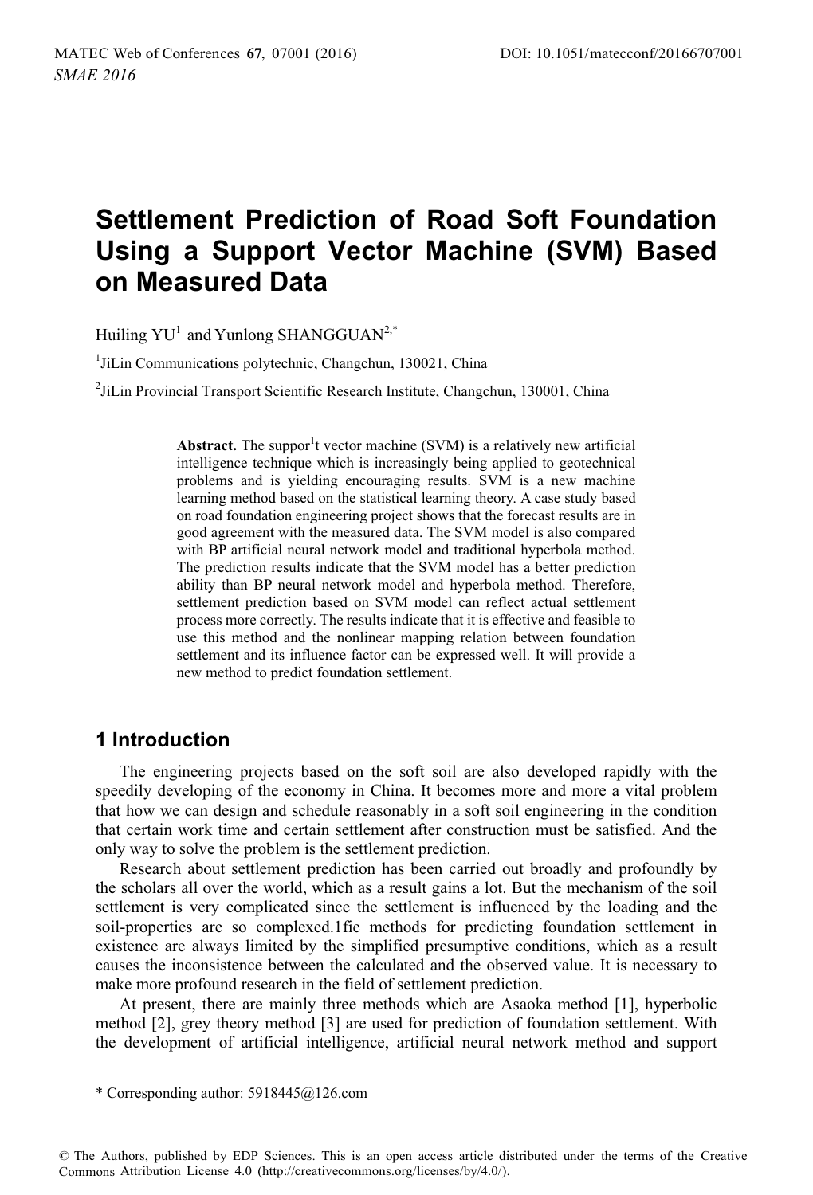# Settlement Prediction of Road Soft Foundation Using a Support Vector Machine (SVM) Based on Measured Data

Huiling YU[1] and Yunlong SHANGGUAN[2,*]

[1]JiLin Communications polytechnic, Changchun, 130021, China

[2]JiLin Provincial Transport Scientific Research Institute, Changchun, 130001, China

**Abstract.** The suppor[1]t vector machine (SVM) is a relatively new artificial intelligence technique which is increasingly being applied to geotechnical problems and is yielding encouraging results. SVM is a new machine learning method based on the statistical learning theory. A case study based on road foundation engineering project shows that the forecast results are in good agreement with the measured data. The SVM model is also compared with BP artificial neural network model and traditional hyperbola method. The prediction results indicate that the SVM model has a better prediction ability than BP neural network model and hyperbola method. Therefore, settlement prediction based on SVM model can reflect actual settlement process more correctly. The results indicate that it is effective and feasible to use this method and the nonlinear mapping relation between foundation settlement and its influence factor can be expressed well. It will provide a new method to predict foundation settlement.

## 1 Introduction

The engineering projects based on the soft soil are also developed rapidly with the speedily developing of the economy in China. It becomes more and more a vital problem that how we can design and schedule reasonably in a soft soil engineering in the condition that certain work time and certain settlement after construction must be satisfied. And the only way to solve the problem is the settlement prediction.

Research about settlement prediction has been carried out broadly and profoundly by the scholars all over the world, which as a result gains a lot. But the mechanism of the soil settlement is very complicated since the settlement is influenced by the loading and the soil-properties are so complexed.1fie methods for predicting foundation settlement in existence are always limited by the simplified presumptive conditions, which as a result causes the inconsistence between the calculated and the observed value. It is necessary to make more profound research in the field of settlement prediction.

At present, there are mainly three methods which are Asaoka method [1], hyperbolic method [2], grey theory method [3] are used for prediction of foundation settlement. With the development of artificial intelligence, artificial neural network method and support

---

* Corresponding author: 5918445@126.com

© The Authors, published by EDP Sciences. This is an open access article distributed under the terms of the Creative Commons Attribution License 4.0 (http://creativecommons.org/licenses/by/4.0/).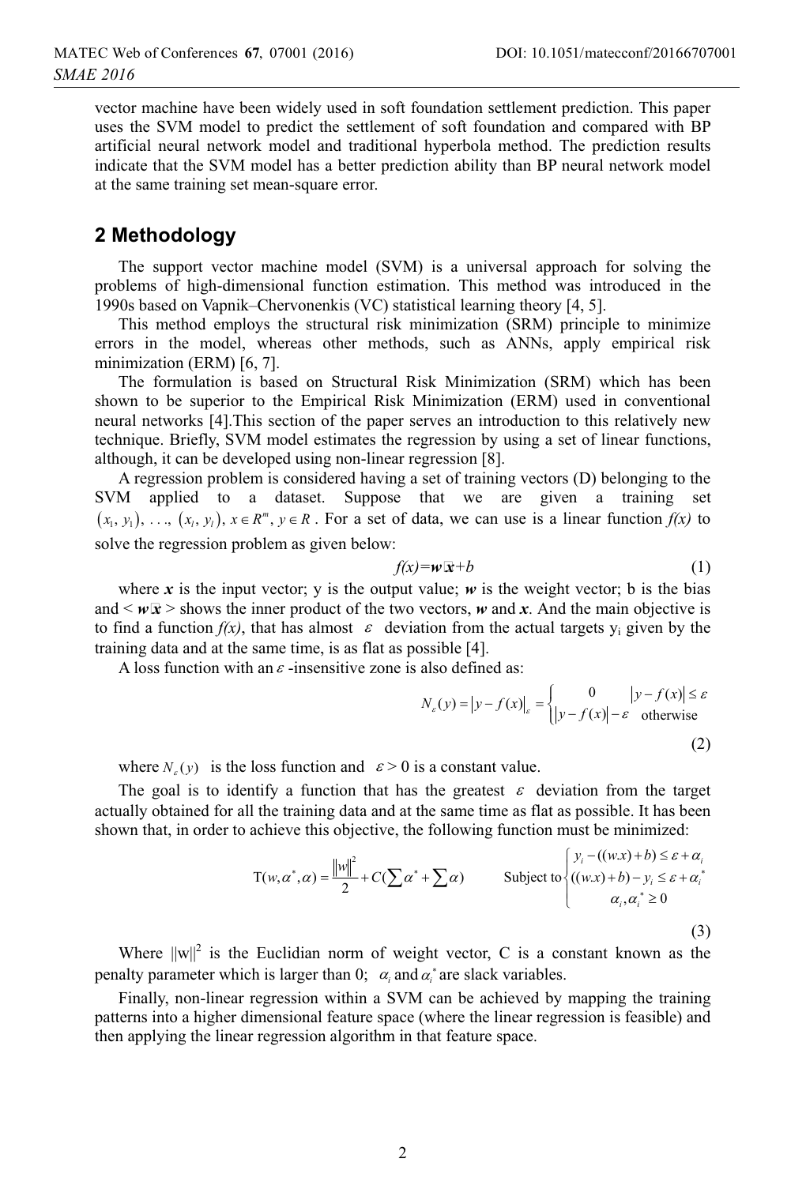vector machine have been widely used in soft foundation settlement prediction. This paper uses the SVM model to predict the settlement of soft foundation and compared with BP artificial neural network model and traditional hyperbola method. The prediction results indicate that the SVM model has a better prediction ability than BP neural network model at the same training set mean-square error.

## 2 Methodology

The support vector machine model (SVM) is a universal approach for solving the problems of high-dimensional function estimation. This method was introduced in the 1990s based on Vapnik–Chervonenkis (VC) statistical learning theory [4, 5].

This method employs the structural risk minimization (SRM) principle to minimize errors in the model, whereas other methods, such as ANNs, apply empirical risk minimization (ERM) [6, 7].

The formulation is based on Structural Risk Minimization (SRM) which has been shown to be superior to the Empirical Risk Minimization (ERM) used in conventional neural networks [4].This section of the paper serves an introduction to this relatively new technique. Briefly, SVM model estimates the regression by using a set of linear functions, although, it can be developed using non-linear regression [8].

A regression problem is considered having a set of training vectors (D) belonging to the SVM applied to a dataset. Suppose that we are given a training set $(x_1, y_1), \ldots, (x_l, y_l), x \in R^m, y \in R$. For a set of data, we can use is a linear function *f(x)* to solve the regression problem as given below:

$$f(x)=\boldsymbol{w} \cdot \boldsymbol{x}+b \tag{1}$$

where $\boldsymbol{x}$ is the input vector; y is the output value; $\boldsymbol{w}$ is the weight vector; b is the bias and $< \boldsymbol{w} \cdot \boldsymbol{x} >$ shows the inner product of the two vectors, $\boldsymbol{w}$ and $\boldsymbol{x}$. And the main objective is to find a function *f(x)*, that has almost $\varepsilon$ deviation from the actual targets $y_i$ given by the training data and at the same time, is as flat as possible [4].

A loss function with an $\varepsilon$-insensitive zone is also defined as:

$$N_\varepsilon(y) = |y - f(x)|_\varepsilon = \begin{cases} 0 & |y - f(x)| \le \varepsilon \\ |y - f(x)| - \varepsilon & \text{otherwise} \end{cases} \tag{2}$$

where $N_\varepsilon(y)$ is the loss function and $\varepsilon > 0$ is a constant value.

The goal is to identify a function that has the greatest $\varepsilon$ deviation from the target actually obtained for all the training data and at the same time as flat as possible. It has been shown that, in order to achieve this objective, the following function must be minimized:

$$\mathrm{T}(w, \alpha^*, \alpha) = \frac{\|w\|^2}{2} + C\left(\sum \alpha^* + \sum \alpha\right) \qquad \text{Subject to} \begin{cases} y_i - ((w.x) + b) \le \varepsilon + \alpha_i \\ ((w.x) + b) - y_i \le \varepsilon + \alpha_i^* \\ \alpha_i, \alpha_i^* \ge 0 \end{cases} \tag{3}$$

Where $||w||^2$ is the Euclidian norm of weight vector, C is a constant known as the penalty parameter which is larger than 0; $\alpha_i$ and $\alpha_i^*$ are slack variables.

Finally, non-linear regression within a SVM can be achieved by mapping the training patterns into a higher dimensional feature space (where the linear regression is feasible) and then applying the linear regression algorithm in that feature space.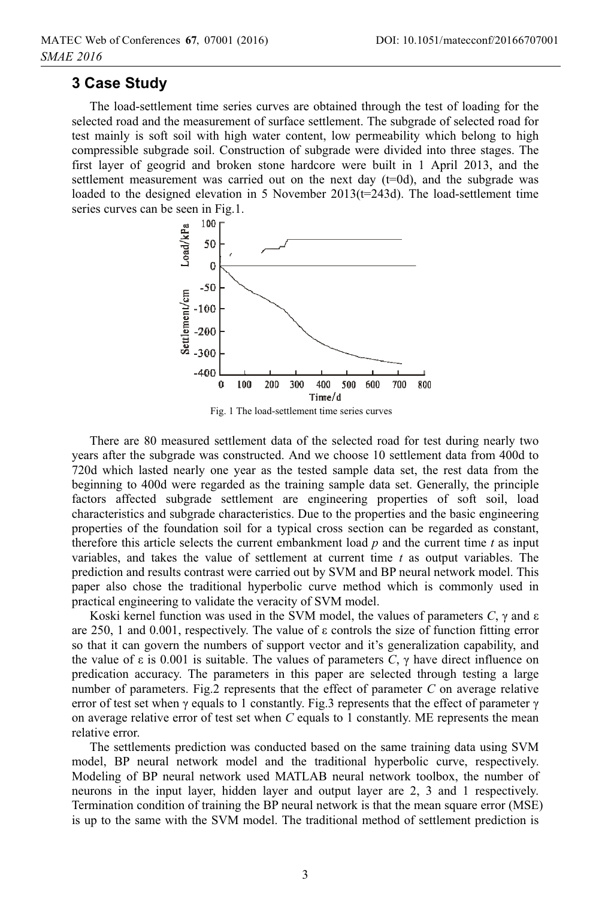## 3 Case Study

The load-settlement time series curves are obtained through the test of loading for the selected road and the measurement of surface settlement. The subgrade of selected road for test mainly is soft soil with high water content, low permeability which belong to high compressible subgrade soil. Construction of subgrade were divided into three stages. The first layer of geogrid and broken stone hardcore were built in 1 April 2013, and the settlement measurement was carried out on the next day (t=0d), and the subgrade was loaded to the designed elevation in 5 November 2013(t=243d). The load-settlement time series curves can be seen in Fig.1.

Fig. 1 The load-settlement time series curves

There are 80 measured settlement data of the selected road for test during nearly two years after the subgrade was constructed. And we choose 10 settlement data from 400d to 720d which lasted nearly one year as the tested sample data set, the rest data from the beginning to 400d were regarded as the training sample data set. Generally, the principle factors affected subgrade settlement are engineering properties of soft soil, load characteristics and subgrade characteristics. Due to the properties and the basic engineering properties of the foundation soil for a typical cross section can be regarded as constant, therefore this article selects the current embankment load $p$ and the current time $t$ as input variables, and takes the value of settlement at current time $t$ as output variables. The prediction and results contrast were carried out by SVM and BP neural network model. This paper also chose the traditional hyperbolic curve method which is commonly used in practical engineering to validate the veracity of SVM model.

Koski kernel function was used in the SVM model, the values of parameters $C$, $\gamma$ and $\varepsilon$ are 250, 1 and 0.001, respectively. The value of $\varepsilon$ controls the size of function fitting error so that it can govern the numbers of support vector and it's generalization capability, and the value of $\varepsilon$ is 0.001 is suitable. The values of parameters $C$, $\gamma$ have direct influence on predication accuracy. The parameters in this paper are selected through testing a large number of parameters. Fig.2 represents that the effect of parameter $C$ on average relative error of test set when $\gamma$ equals to 1 constantly. Fig.3 represents that the effect of parameter $\gamma$ on average relative error of test set when $C$ equals to 1 constantly. ME represents the mean relative error.

The settlements prediction was conducted based on the same training data using SVM model, BP neural network model and the traditional hyperbolic curve, respectively. Modeling of BP neural network used MATLAB neural network toolbox, the number of neurons in the input layer, hidden layer and output layer are 2, 3 and 1 respectively. Termination condition of training the BP neural network is that the mean square error (MSE) is up to the same with the SVM model. The traditional method of settlement prediction is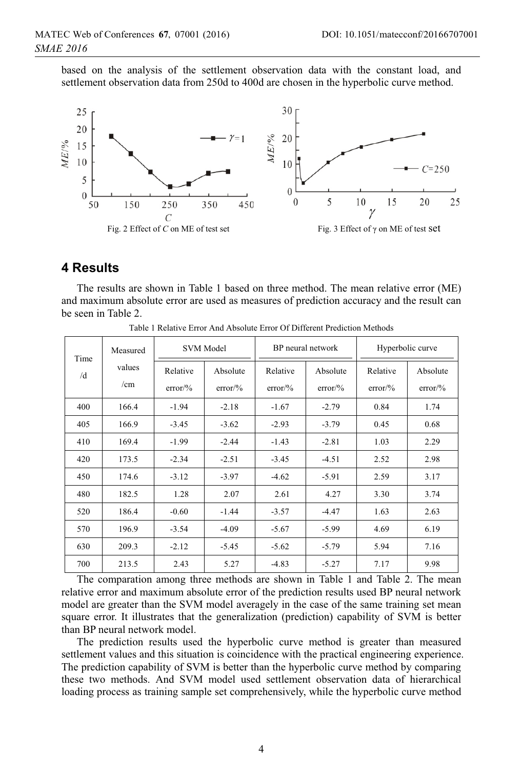based on the analysis of the settlement observation data with the constant load, and settlement observation data from 250d to 400d are chosen in the hyperbolic curve method.

Fig. 2 Effect of $C$ on ME of test set

Fig. 3 Effect of $\gamma$ on ME of test set

## 4 Results

The results are shown in Table 1 based on three method. The mean relative error (ME) and maximum absolute error are used as measures of prediction accuracy and the result can be seen in Table 2.

Table 1 Relative Error And Absolute Error Of Different Prediction Methods

| Time /d | Measured values /cm | SVM Model | | BP neural network | | Hyperbolic curve | |
|---|---|---|---|---|---|---|---|
| | | Relative error/% | Absolute error/% | Relative error/% | Absolute error/% | Relative error/% | Absolute error/% |
| 400 | 166.4 | -1.94 | -2.18 | -1.67 | -2.79 | 0.84 | 1.74 |
| 405 | 166.9 | -3.45 | -3.62 | -2.93 | -3.79 | 0.45 | 0.68 |
| 410 | 169.4 | -1.99 | -2.44 | -1.43 | -2.81 | 1.03 | 2.29 |
| 420 | 173.5 | -2.34 | -2.51 | -3.45 | -4.51 | 2.52 | 2.98 |
| 450 | 174.6 | -3.12 | -3.97 | -4.62 | -5.91 | 2.59 | 3.17 |
| 480 | 182.5 | 1.28 | 2.07 | 2.61 | 4.27 | 3.30 | 3.74 |
| 520 | 186.4 | -0.60 | -1.44 | -3.57 | -4.47 | 1.63 | 2.63 |
| 570 | 196.9 | -3.54 | -4.09 | -5.67 | -5.99 | 4.69 | 6.19 |
| 630 | 209.3 | -2.12 | -5.45 | -5.62 | -5.79 | 5.94 | 7.16 |
| 700 | 213.5 | 2.43 | 5.27 | -4.83 | -5.27 | 7.17 | 9.98 |

The comparation among three methods are shown in Table 1 and Table 2. The mean relative error and maximum absolute error of the prediction results used BP neural network model are greater than the SVM model averagely in the case of the same training set mean square error. It illustrates that the generalization (prediction) capability of SVM is better than BP neural network model.

The prediction results used the hyperbolic curve method is greater than measured settlement values and this situation is coincidence with the practical engineering experience. The prediction capability of SVM is better than the hyperbolic curve method by comparing these two methods. And SVM model used settlement observation data of hierarchical loading process as training sample set comprehensively, while the hyperbolic curve method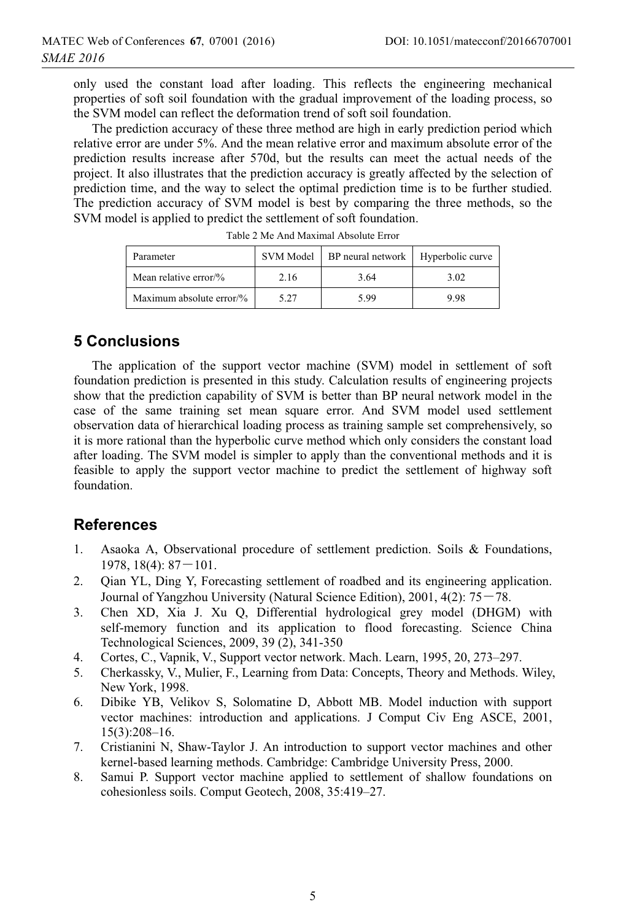only used the constant load after loading. This reflects the engineering mechanical properties of soft soil foundation with the gradual improvement of the loading process, so the SVM model can reflect the deformation trend of soft soil foundation.

The prediction accuracy of these three method are high in early prediction period which relative error are under 5%. And the mean relative error and maximum absolute error of the prediction results increase after 570d, but the results can meet the actual needs of the project. It also illustrates that the prediction accuracy is greatly affected by the selection of prediction time, and the way to select the optimal prediction time is to be further studied. The prediction accuracy of SVM model is best by comparing the three methods, so the SVM model is applied to predict the settlement of soft foundation.

Table 2 Me And Maximal Absolute Error

| Parameter | SVM Model | BP neural network | Hyperbolic curve |
| --- | --- | --- | --- |
| Mean relative error/% | 2.16 | 3.64 | 3.02 |
| Maximum absolute error/% | 5.27 | 5.99 | 9.98 |

## 5 Conclusions

The application of the support vector machine (SVM) model in settlement of soft foundation prediction is presented in this study. Calculation results of engineering projects show that the prediction capability of SVM is better than BP neural network model in the case of the same training set mean square error. And SVM model used settlement observation data of hierarchical loading process as training sample set comprehensively, so it is more rational than the hyperbolic curve method which only considers the constant load after loading. The SVM model is simpler to apply than the conventional methods and it is feasible to apply the support vector machine to predict the settlement of highway soft foundation.

## References

1. Asaoka A, Observational procedure of settlement prediction. Soils & Foundations, 1978, 18(4): 87－101.
2. Qian YL, Ding Y, Forecasting settlement of roadbed and its engineering application. Journal of Yangzhou University (Natural Science Edition), 2001, 4(2): 75－78.
3. Chen XD, Xia J. Xu Q, Differential hydrological grey model (DHGM) with self-memory function and its application to flood forecasting. Science China Technological Sciences, 2009, 39 (2), 341-350
4. Cortes, C., Vapnik, V., Support vector network. Mach. Learn, 1995, 20, 273–297.
5. Cherkassky, V., Mulier, F., Learning from Data: Concepts, Theory and Methods. Wiley, New York, 1998.
6. Dibike YB, Velikov S, Solomatine D, Abbott MB. Model induction with support vector machines: introduction and applications. J Comput Civ Eng ASCE, 2001, 15(3):208–16.
7. Cristianini N, Shaw-Taylor J. An introduction to support vector machines and other kernel-based learning methods. Cambridge: Cambridge University Press, 2000.
8. Samui P. Support vector machine applied to settlement of shallow foundations on cohesionless soils. Comput Geotech, 2008, 35:419–27.